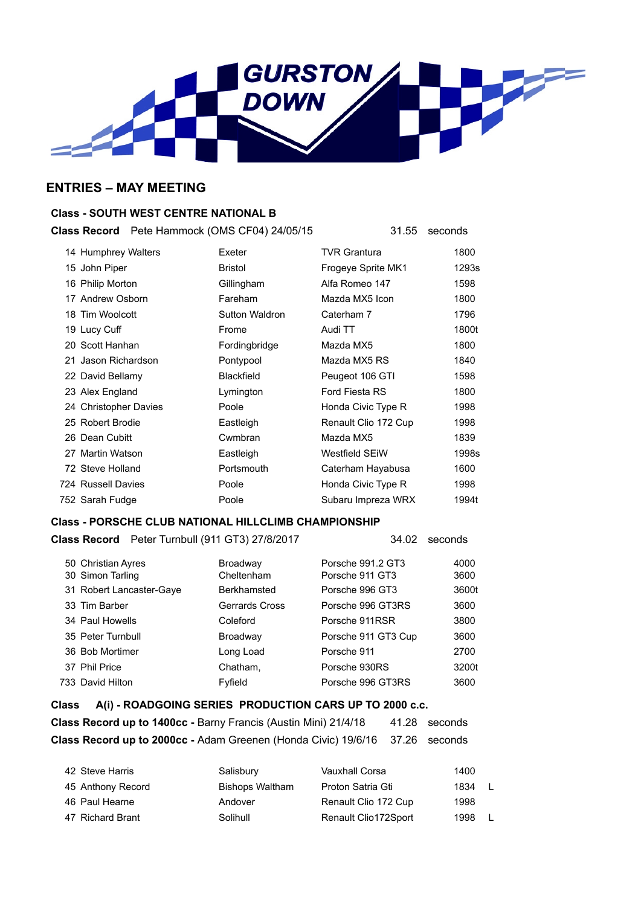# GURSTON DOWN

## ENTRIES – MAY MEETING

### Class - SOUTH WEST CENTRE NATIONAL B

**Class Record** Pete Hammock (OMS CF04) 24/05/15 31.55 seconds

| | | | | |
|---|---|---|---|---|
| 14 | Humphrey Walters | Exeter | TVR Grantura | 1800 |
| 15 | John Piper | Bristol | Frogeye Sprite MK1 | 1293s |
| 16 | Philip Morton | Gillingham | Alfa Romeo 147 | 1598 |
| 17 | Andrew Osborn | Fareham | Mazda MX5 Icon | 1800 |
| 18 | Tim Woolcott | Sutton Waldron | Caterham 7 | 1796 |
| 19 | Lucy Cuff | Frome | Audi TT | 1800t |
| 20 | Scott Hanhan | Fordingbridge | Mazda MX5 | 1800 |
| 21 | Jason Richardson | Pontypool | Mazda MX5 RS | 1840 |
| 22 | David Bellamy | Blackfield | Peugeot 106 GTI | 1598 |
| 23 | Alex England | Lymington | Ford Fiesta RS | 1800 |
| 24 | Christopher Davies | Poole | Honda Civic Type R | 1998 |
| 25 | Robert Brodie | Eastleigh | Renault Clio 172 Cup | 1998 |
| 26 | Dean Cubitt | Cwmbran | Mazda MX5 | 1839 |
| 27 | Martin Watson | Eastleigh | Westfield SEiW | 1998s |
| 72 | Steve Holland | Portsmouth | Caterham Hayabusa | 1600 |
| 724 | Russell Davies | Poole | Honda Civic Type R | 1998 |
| 752 | Sarah Fudge | Poole | Subaru Impreza WRX | 1994t |

### Class - PORSCHE CLUB NATIONAL HILLCLIMB CHAMPIONSHIP

**Class Record** Peter Turnbull (911 GT3) 27/8/2017 34.02 seconds

| | | | | |
|---|---|---|---|---|
| 50 | Christian Ayres | Broadway | Porsche 991.2 GT3 | 4000 |
| 30 | Simon Tarling | Cheltenham | Porsche 911 GT3 | 3600 |
| 31 | Robert Lancaster-Gaye | Berkhamsted | Porsche 996 GT3 | 3600t |
| 33 | Tim Barber | Gerrards Cross | Porsche 996 GT3RS | 3600 |
| 34 | Paul Howells | Coleford | Porsche 911RSR | 3800 |
| 35 | Peter Turnbull | Broadway | Porsche 911 GT3 Cup | 3600 |
| 36 | Bob Mortimer | Long Load | Porsche 911 | 2700 |
| 37 | Phil Price | Chatham, | Porsche 930RS | 3200t |
| 733 | David Hilton | Fyfield | Porsche 996 GT3RS | 3600 |

### Class A(i) - ROADGOING SERIES PRODUCTION CARS UP TO 2000 c.c.

**Class Record up to 1400cc -** Barny Francis (Austin Mini) 21/4/18 41.28 seconds

**Class Record up to 2000cc -** Adam Greenen (Honda Civic) 19/6/16 37.26 seconds

| | | | | | |
|---|---|---|---|---|---|
| 42 | Steve Harris | Salisbury | Vauxhall Corsa | 1400 | |
| 45 | Anthony Record | Bishops Waltham | Proton Satria Gti | 1834 | L |
| 46 | Paul Hearne | Andover | Renault Clio 172 Cup | 1998 | |
| 47 | Richard Brant | Solihull | Renault Clio172Sport | 1998 | L |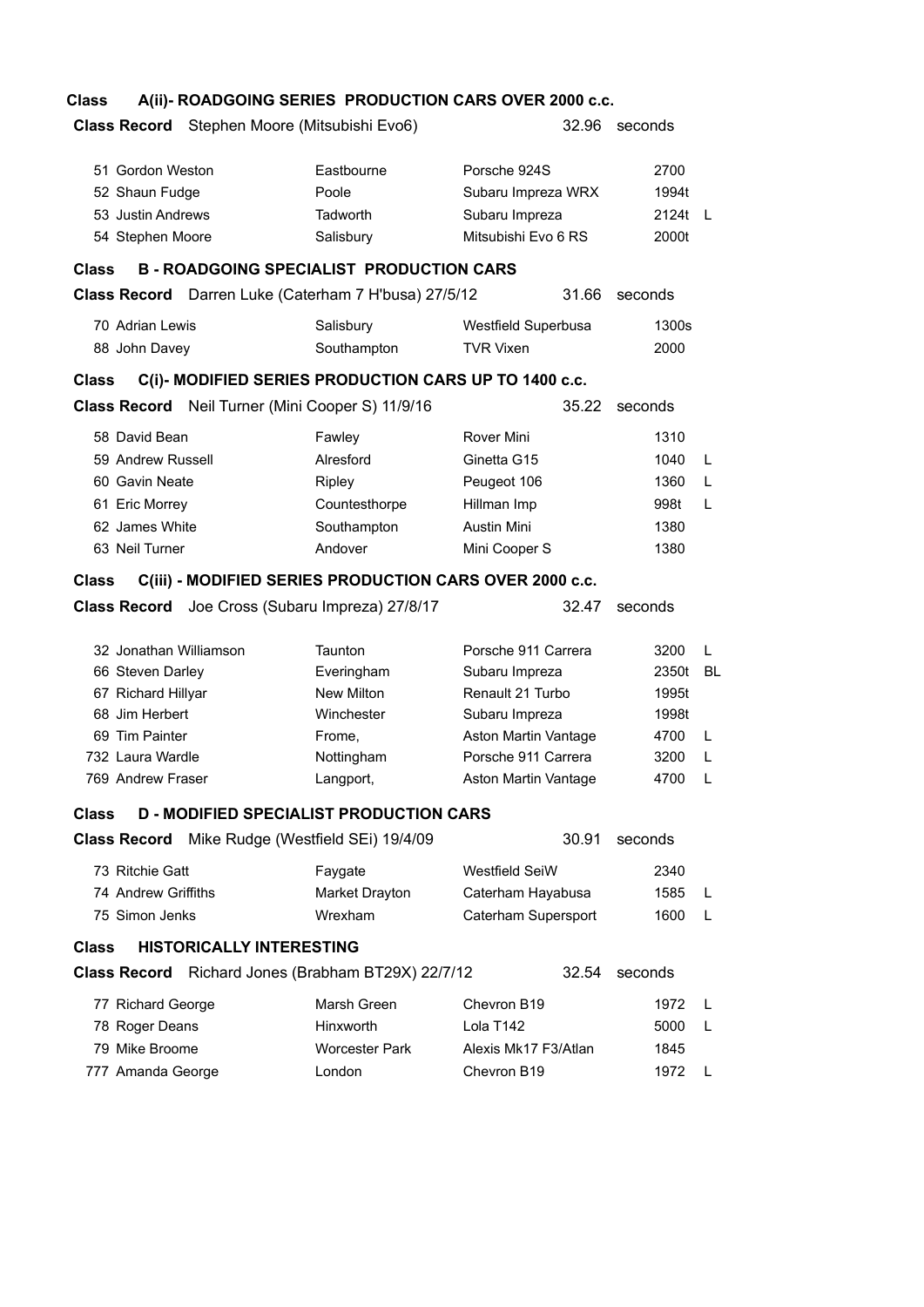## Class A(ii)- ROADGOING SERIES PRODUCTION CARS OVER 2000 c.c.

**Class Record** Stephen Moore (Mitsubishi Evo6) 32.96 seconds

| No. | Name | Town | Car | cc | |
|---|---|---|---|---|---|
| 51 | Gordon Weston | Eastbourne | Porsche 924S | 2700 | |
| 52 | Shaun Fudge | Poole | Subaru Impreza WRX | 1994t | |
| 53 | Justin Andrews | Tadworth | Subaru Impreza | 2124t | L |
| 54 | Stephen Moore | Salisbury | Mitsubishi Evo 6 RS | 2000t | |

## Class B - ROADGOING SPECIALIST PRODUCTION CARS

**Class Record** Darren Luke (Caterham 7 H'busa) 27/5/12 31.66 seconds

| No. | Name | Town | Car | cc | |
|---|---|---|---|---|---|
| 70 | Adrian Lewis | Salisbury | Westfield Superbusa | 1300s | |
| 88 | John Davey | Southampton | TVR Vixen | 2000 | |

## Class C(i)- MODIFIED SERIES PRODUCTION CARS UP TO 1400 c.c.

**Class Record** Neil Turner (Mini Cooper S) 11/9/16 35.22 seconds

| No. | Name | Town | Car | cc | |
|---|---|---|---|---|---|
| 58 | David Bean | Fawley | Rover Mini | 1310 | |
| 59 | Andrew Russell | Alresford | Ginetta G15 | 1040 | L |
| 60 | Gavin Neate | Ripley | Peugeot 106 | 1360 | L |
| 61 | Eric Morrey | Countesthorpe | Hillman Imp | 998t | L |
| 62 | James White | Southampton | Austin Mini | 1380 | |
| 63 | Neil Turner | Andover | Mini Cooper S | 1380 | |

## Class C(iii) - MODIFIED SERIES PRODUCTION CARS OVER 2000 c.c.

**Class Record** Joe Cross (Subaru Impreza) 27/8/17 32.47 seconds

| No. | Name | Town | Car | cc | |
|---|---|---|---|---|---|
| 32 | Jonathan Williamson | Taunton | Porsche 911 Carrera | 3200 | L |
| 66 | Steven Darley | Everingham | Subaru Impreza | 2350t | BL |
| 67 | Richard Hillyar | New Milton | Renault 21 Turbo | 1995t | |
| 68 | Jim Herbert | Winchester | Subaru Impreza | 1998t | |
| 69 | Tim Painter | Frome, | Aston Martin Vantage | 4700 | L |
| 732 | Laura Wardle | Nottingham | Porsche 911 Carrera | 3200 | L |
| 769 | Andrew Fraser | Langport, | Aston Martin Vantage | 4700 | L |

## Class D - MODIFIED SPECIALIST PRODUCTION CARS

**Class Record** Mike Rudge (Westfield SEi) 19/4/09 30.91 seconds

| No. | Name | Town | Car | cc | |
|---|---|---|---|---|---|
| 73 | Ritchie Gatt | Faygate | Westfield SeiW | 2340 | |
| 74 | Andrew Griffiths | Market Drayton | Caterham Hayabusa | 1585 | L |
| 75 | Simon Jenks | Wrexham | Caterham Supersport | 1600 | L |

## Class HISTORICALLY INTERESTING

**Class Record** Richard Jones (Brabham BT29X) 22/7/12 32.54 seconds

| No. | Name | Town | Car | cc | |
|---|---|---|---|---|---|
| 77 | Richard George | Marsh Green | Chevron B19 | 1972 | L |
| 78 | Roger Deans | Hinxworth | Lola T142 | 5000 | L |
| 79 | Mike Broome | Worcester Park | Alexis Mk17 F3/Atlan | 1845 | |
| 777 | Amanda George | London | Chevron B19 | 1972 | L |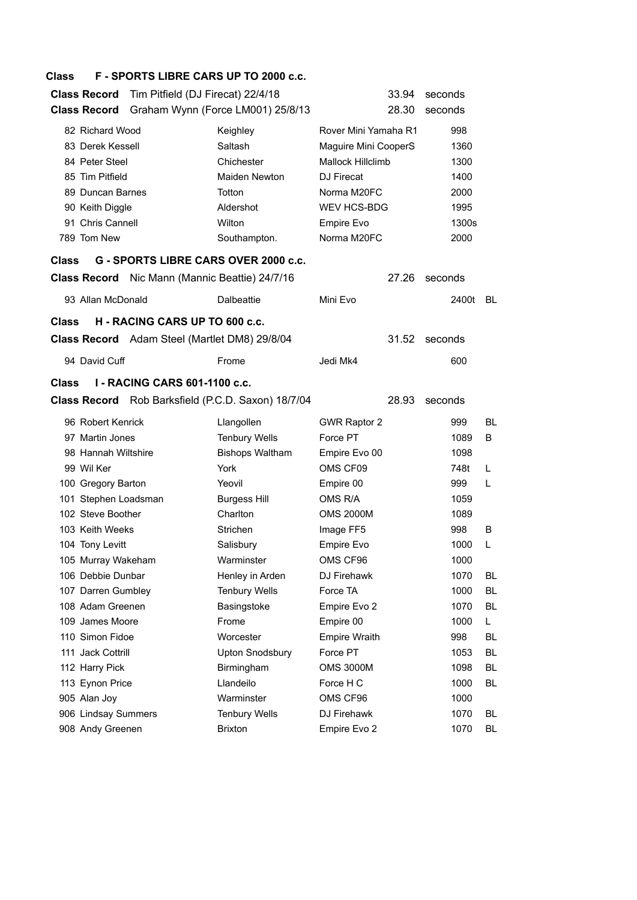## Class F - SPORTS LIBRE CARS UP TO 2000 c.c.

**Class Record** Tim Pitfield (DJ Firecat) 22/4/18 — 33.94 seconds

**Class Record** Graham Wynn (Force LM001) 25/8/13 — 28.30 seconds

| No. | Name | Town | Car | c.c. | |
|---|---|---|---|---|---|
| 82 | Richard Wood | Keighley | Rover Mini Yamaha R1 | 998 | |
| 83 | Derek Kessell | Saltash | Maguire Mini CooperS | 1360 | |
| 84 | Peter Steel | Chichester | Mallock Hillclimb | 1300 | |
| 85 | Tim Pitfield | Maiden Newton | DJ Firecat | 1400 | |
| 89 | Duncan Barnes | Totton | Norma M20FC | 2000 | |
| 90 | Keith Diggle | Aldershot | WEV HCS-BDG | 1995 | |
| 91 | Chris Cannell | Wilton | Empire Evo | 1300s | |
| 789 | Tom New | Southampton. | Norma M20FC | 2000 | |

## Class G - SPORTS LIBRE CARS OVER 2000 c.c.

**Class Record** Nic Mann (Mannic Beattie) 24/7/16 — 27.26 seconds

| No. | Name | Town | Car | c.c. | |
|---|---|---|---|---|---|
| 93 | Allan McDonald | Dalbeattie | Mini Evo | 2400t | BL |

## Class H - RACING CARS UP TO 600 c.c.

**Class Record** Adam Steel (Martlet DM8) 29/8/04 — 31.52 seconds

| No. | Name | Town | Car | c.c. | |
|---|---|---|---|---|---|
| 94 | David Cuff | Frome | Jedi Mk4 | 600 | |

## Class I - RACING CARS 601-1100 c.c.

**Class Record** Rob Barksfield (P.C.D. Saxon) 18/7/04 — 28.93 seconds

| No. | Name | Town | Car | c.c. | |
|---|---|---|---|---|---|
| 96 | Robert Kenrick | Llangollen | GWR Raptor 2 | 999 | BL |
| 97 | Martin Jones | Tenbury Wells | Force PT | 1089 | B |
| 98 | Hannah Wiltshire | Bishops Waltham | Empire Evo 00 | 1098 | |
| 99 | Wil Ker | York | OMS CF09 | 748t | L |
| 100 | Gregory Barton | Yeovil | Empire 00 | 999 | L |
| 101 | Stephen Loadsman | Burgess Hill | OMS R/A | 1059 | |
| 102 | Steve Boother | Charlton | OMS 2000M | 1089 | |
| 103 | Keith Weeks | Strichen | Image FF5 | 998 | B |
| 104 | Tony Levitt | Salisbury | Empire Evo | 1000 | L |
| 105 | Murray Wakeham | Warminster | OMS CF96 | 1000 | |
| 106 | Debbie Dunbar | Henley in Arden | DJ Firehawk | 1070 | BL |
| 107 | Darren Gumbley | Tenbury Wells | Force TA | 1000 | BL |
| 108 | Adam Greenen | Basingstoke | Empire Evo 2 | 1070 | BL |
| 109 | James Moore | Frome | Empire 00 | 1000 | L |
| 110 | Simon Fidoe | Worcester | Empire Wraith | 998 | BL |
| 111 | Jack Cottrill | Upton Snodsbury | Force PT | 1053 | BL |
| 112 | Harry Pick | Birmingham | OMS 3000M | 1098 | BL |
| 113 | Eynon Price | Llandeilo | Force H C | 1000 | BL |
| 905 | Alan Joy | Warminster | OMS CF96 | 1000 | |
| 906 | Lindsay Summers | Tenbury Wells | DJ Firehawk | 1070 | BL |
| 908 | Andy Greenen | Brixton | Empire Evo 2 | 1070 | BL |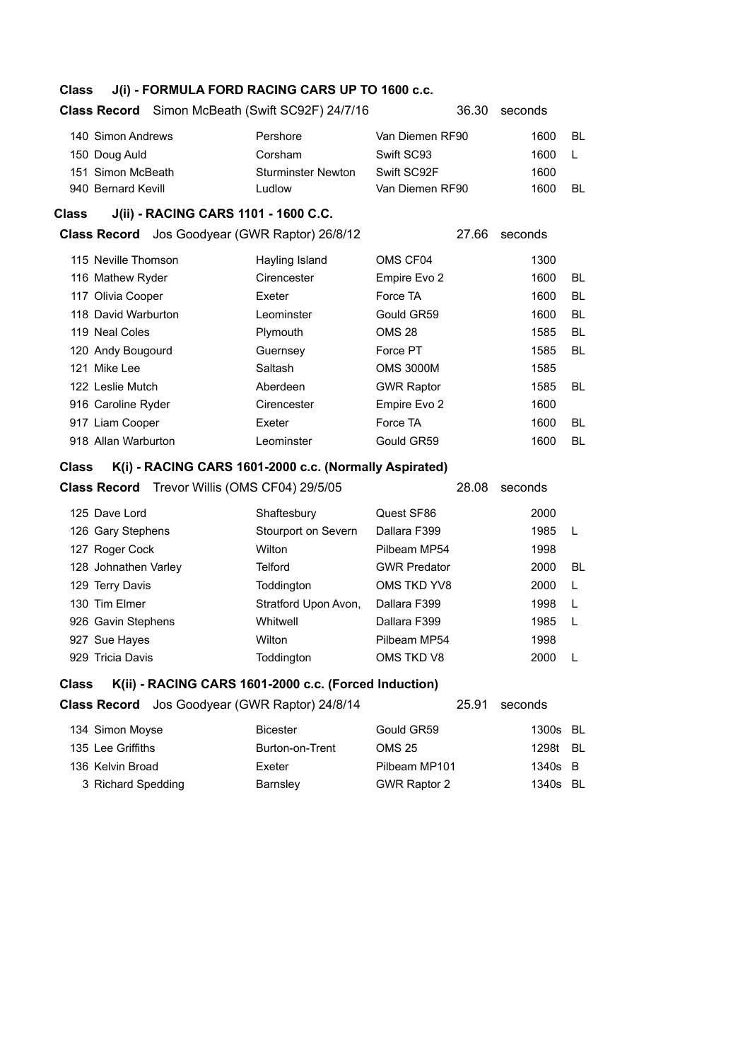## Class J(i) - FORMULA FORD RACING CARS UP TO 1600 c.c.

**Class Record** Simon McBeath (Swift SC92F) 24/7/16 36.30 seconds

| No. | Name | Town | Car | CC | |
|---|---|---|---|---|---|
| 140 | Simon Andrews | Pershore | Van Diemen RF90 | 1600 | BL |
| 150 | Doug Auld | Corsham | Swift SC93 | 1600 | L |
| 151 | Simon McBeath | Sturminster Newton | Swift SC92F | 1600 | |
| 940 | Bernard Kevill | Ludlow | Van Diemen RF90 | 1600 | BL |

## Class J(ii) - RACING CARS 1101 - 1600 C.C.

**Class Record** Jos Goodyear (GWR Raptor) 26/8/12 27.66 seconds

| No. | Name | Town | Car | CC | |
|---|---|---|---|---|---|
| 115 | Neville Thomson | Hayling Island | OMS CF04 | 1300 | |
| 116 | Mathew Ryder | Cirencester | Empire Evo 2 | 1600 | BL |
| 117 | Olivia Cooper | Exeter | Force TA | 1600 | BL |
| 118 | David Warburton | Leominster | Gould GR59 | 1600 | BL |
| 119 | Neal Coles | Plymouth | OMS 28 | 1585 | BL |
| 120 | Andy Bougourd | Guernsey | Force PT | 1585 | BL |
| 121 | Mike Lee | Saltash | OMS 3000M | 1585 | |
| 122 | Leslie Mutch | Aberdeen | GWR Raptor | 1585 | BL |
| 916 | Caroline Ryder | Cirencester | Empire Evo 2 | 1600 | |
| 917 | Liam Cooper | Exeter | Force TA | 1600 | BL |
| 918 | Allan Warburton | Leominster | Gould GR59 | 1600 | BL |

## Class K(i) - RACING CARS 1601-2000 c.c. (Normally Aspirated)

**Class Record** Trevor Willis (OMS CF04) 29/5/05 28.08 seconds

| No. | Name | Town | Car | CC | |
|---|---|---|---|---|---|
| 125 | Dave Lord | Shaftesbury | Quest SF86 | 2000 | |
| 126 | Gary Stephens | Stourport on Severn | Dallara F399 | 1985 | L |
| 127 | Roger Cock | Wilton | Pilbeam MP54 | 1998 | |
| 128 | Johnathen Varley | Telford | GWR Predator | 2000 | BL |
| 129 | Terry Davis | Toddington | OMS TKD YV8 | 2000 | L |
| 130 | Tim Elmer | Stratford Upon Avon, | Dallara F399 | 1998 | L |
| 926 | Gavin Stephens | Whitwell | Dallara F399 | 1985 | L |
| 927 | Sue Hayes | Wilton | Pilbeam MP54 | 1998 | |
| 929 | Tricia Davis | Toddington | OMS TKD V8 | 2000 | L |

## Class K(ii) - RACING CARS 1601-2000 c.c. (Forced Induction)

**Class Record** Jos Goodyear (GWR Raptor) 24/8/14 25.91 seconds

| No. | Name | Town | Car | CC | |
|---|---|---|---|---|---|
| 134 | Simon Moyse | Bicester | Gould GR59 | 1300s | BL |
| 135 | Lee Griffiths | Burton-on-Trent | OMS 25 | 1298t | BL |
| 136 | Kelvin Broad | Exeter | Pilbeam MP101 | 1340s | B |
| 3 | Richard Spedding | Barnsley | GWR Raptor 2 | 1340s | BL |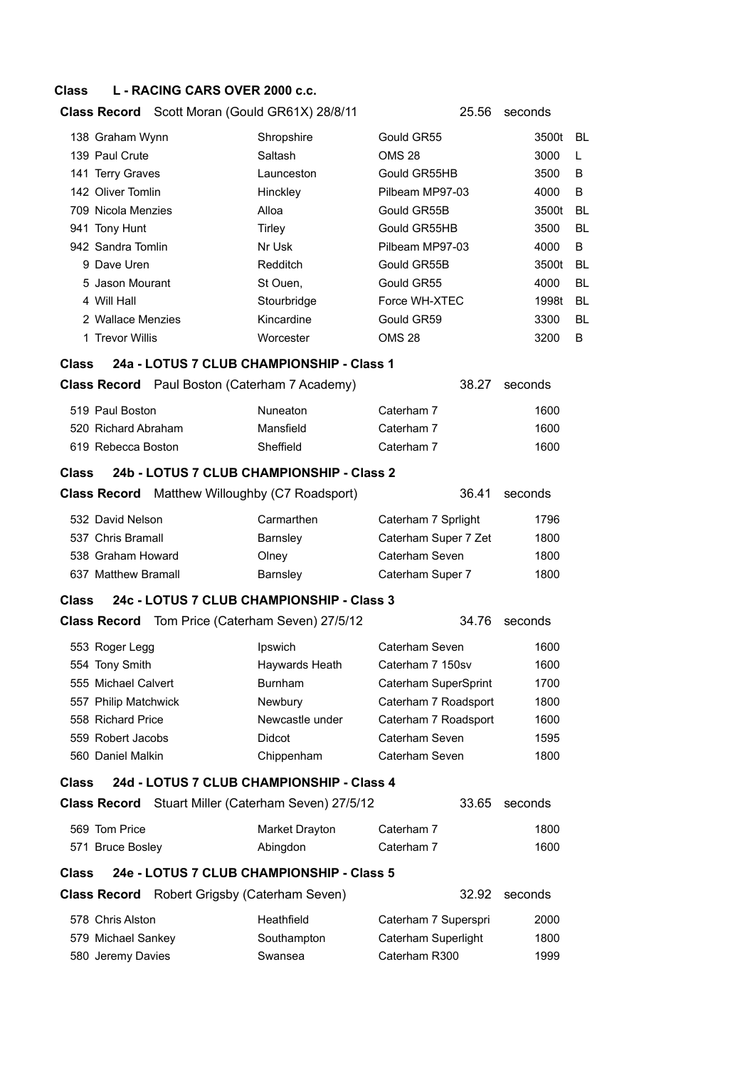## Class L - RACING CARS OVER 2000 c.c.

**Class Record** Scott Moran (Gould GR61X) 28/8/11 25.56 seconds

| No. | Name | Location | Car | cc | |
|---|---|---|---|---|---|
| 138 | Graham Wynn | Shropshire | Gould GR55 | 3500t | BL |
| 139 | Paul Crute | Saltash | OMS 28 | 3000 | L |
| 141 | Terry Graves | Launceston | Gould GR55HB | 3500 | B |
| 142 | Oliver Tomlin | Hinckley | Pilbeam MP97-03 | 4000 | B |
| 709 | Nicola Menzies | Alloa | Gould GR55B | 3500t | BL |
| 941 | Tony Hunt | Tirley | Gould GR55HB | 3500 | BL |
| 942 | Sandra Tomlin | Nr Usk | Pilbeam MP97-03 | 4000 | B |
| 9 | Dave Uren | Redditch | Gould GR55B | 3500t | BL |
| 5 | Jason Mourant | St Ouen, | Gould GR55 | 4000 | BL |
| 4 | Will Hall | Stourbridge | Force WH-XTEC | 1998t | BL |
| 2 | Wallace Menzies | Kincardine | Gould GR59 | 3300 | BL |
| 1 | Trevor Willis | Worcester | OMS 28 | 3200 | B |

## Class 24a - LOTUS 7 CLUB CHAMPIONSHIP - Class 1

**Class Record** Paul Boston (Caterham 7 Academy) 38.27 seconds

| No. | Name | Location | Car | cc |
|---|---|---|---|---|
| 519 | Paul Boston | Nuneaton | Caterham 7 | 1600 |
| 520 | Richard Abraham | Mansfield | Caterham 7 | 1600 |
| 619 | Rebecca Boston | Sheffield | Caterham 7 | 1600 |

## Class 24b - LOTUS 7 CLUB CHAMPIONSHIP - Class 2

**Class Record** Matthew Willoughby (C7 Roadsport) 36.41 seconds

| No. | Name | Location | Car | cc |
|---|---|---|---|---|
| 532 | David Nelson | Carmarthen | Caterham 7 Sprlight | 1796 |
| 537 | Chris Bramall | Barnsley | Caterham Super 7 Zet | 1800 |
| 538 | Graham Howard | Olney | Caterham Seven | 1800 |
| 637 | Matthew Bramall | Barnsley | Caterham Super 7 | 1800 |

## Class 24c - LOTUS 7 CLUB CHAMPIONSHIP - Class 3

**Class Record** Tom Price (Caterham Seven) 27/5/12 34.76 seconds

| No. | Name | Location | Car | cc |
|---|---|---|---|---|
| 553 | Roger Legg | Ipswich | Caterham Seven | 1600 |
| 554 | Tony Smith | Haywards Heath | Caterham 7 150sv | 1600 |
| 555 | Michael Calvert | Burnham | Caterham SuperSprint | 1700 |
| 557 | Philip Matchwick | Newbury | Caterham 7 Roadsport | 1800 |
| 558 | Richard Price | Newcastle under | Caterham 7 Roadsport | 1600 |
| 559 | Robert Jacobs | Didcot | Caterham Seven | 1595 |
| 560 | Daniel Malkin | Chippenham | Caterham Seven | 1800 |

## Class 24d - LOTUS 7 CLUB CHAMPIONSHIP - Class 4

**Class Record** Stuart Miller (Caterham Seven) 27/5/12 33.65 seconds

| No. | Name | Location | Car | cc |
|---|---|---|---|---|
| 569 | Tom Price | Market Drayton | Caterham 7 | 1800 |
| 571 | Bruce Bosley | Abingdon | Caterham 7 | 1600 |

## Class 24e - LOTUS 7 CLUB CHAMPIONSHIP - Class 5

**Class Record** Robert Grigsby (Caterham Seven) 32.92 seconds

| No. | Name | Location | Car | cc |
|---|---|---|---|---|
| 578 | Chris Alston | Heathfield | Caterham 7 Superspri | 2000 |
| 579 | Michael Sankey | Southampton | Caterham Superlight | 1800 |
| 580 | Jeremy Davies | Swansea | Caterham R300 | 1999 |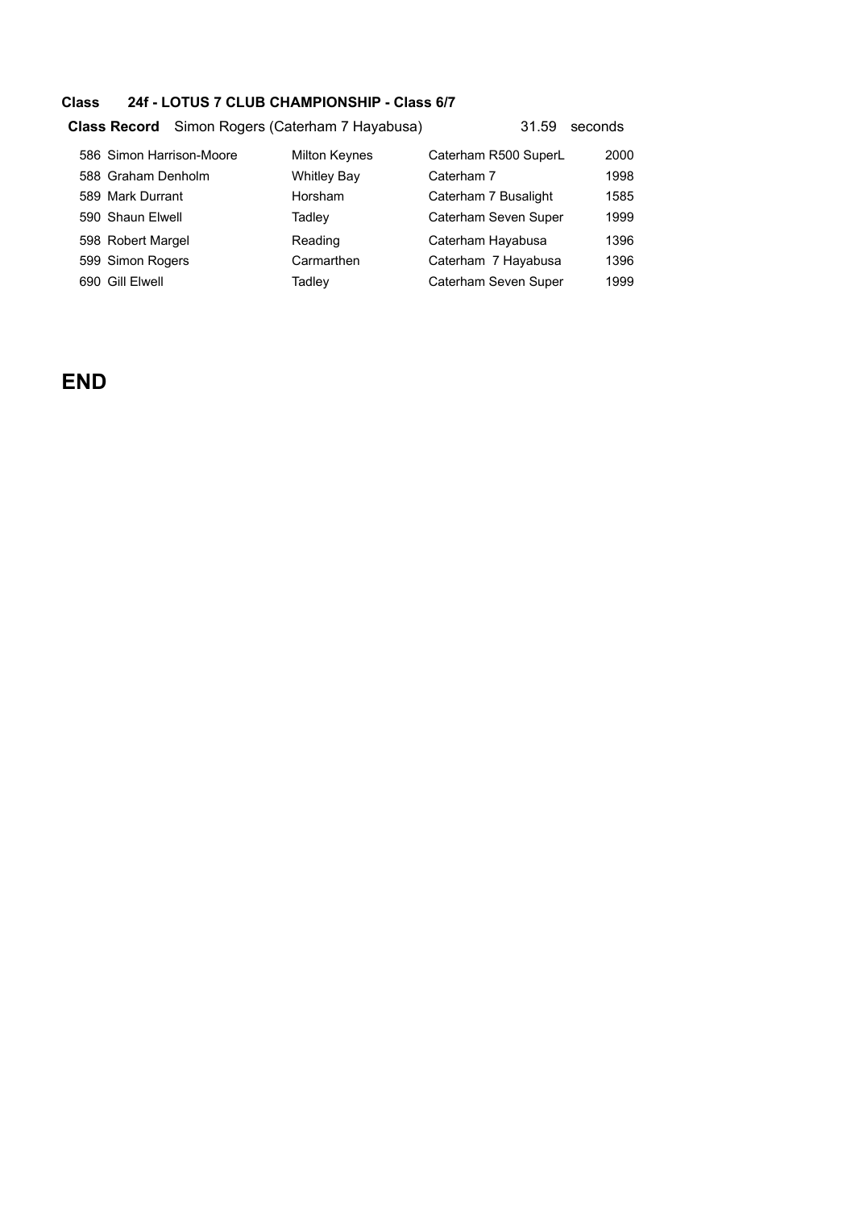**Class 24f - LOTUS 7 CLUB CHAMPIONSHIP - Class 6/7**

**Class Record** Simon Rogers (Caterham 7 Hayabusa) 31.59 seconds

| | | | | |
|---|---|---|---|---|
| 586 | Simon Harrison-Moore | Milton Keynes | Caterham R500 SuperL | 2000 |
| 588 | Graham Denholm | Whitley Bay | Caterham 7 | 1998 |
| 589 | Mark Durrant | Horsham | Caterham 7 Busalight | 1585 |
| 590 | Shaun Elwell | Tadley | Caterham Seven Super | 1999 |
| 598 | Robert Margel | Reading | Caterham Hayabusa | 1396 |
| 599 | Simon Rogers | Carmarthen | Caterham 7 Hayabusa | 1396 |
| 690 | Gill Elwell | Tadley | Caterham Seven Super | 1999 |

# END